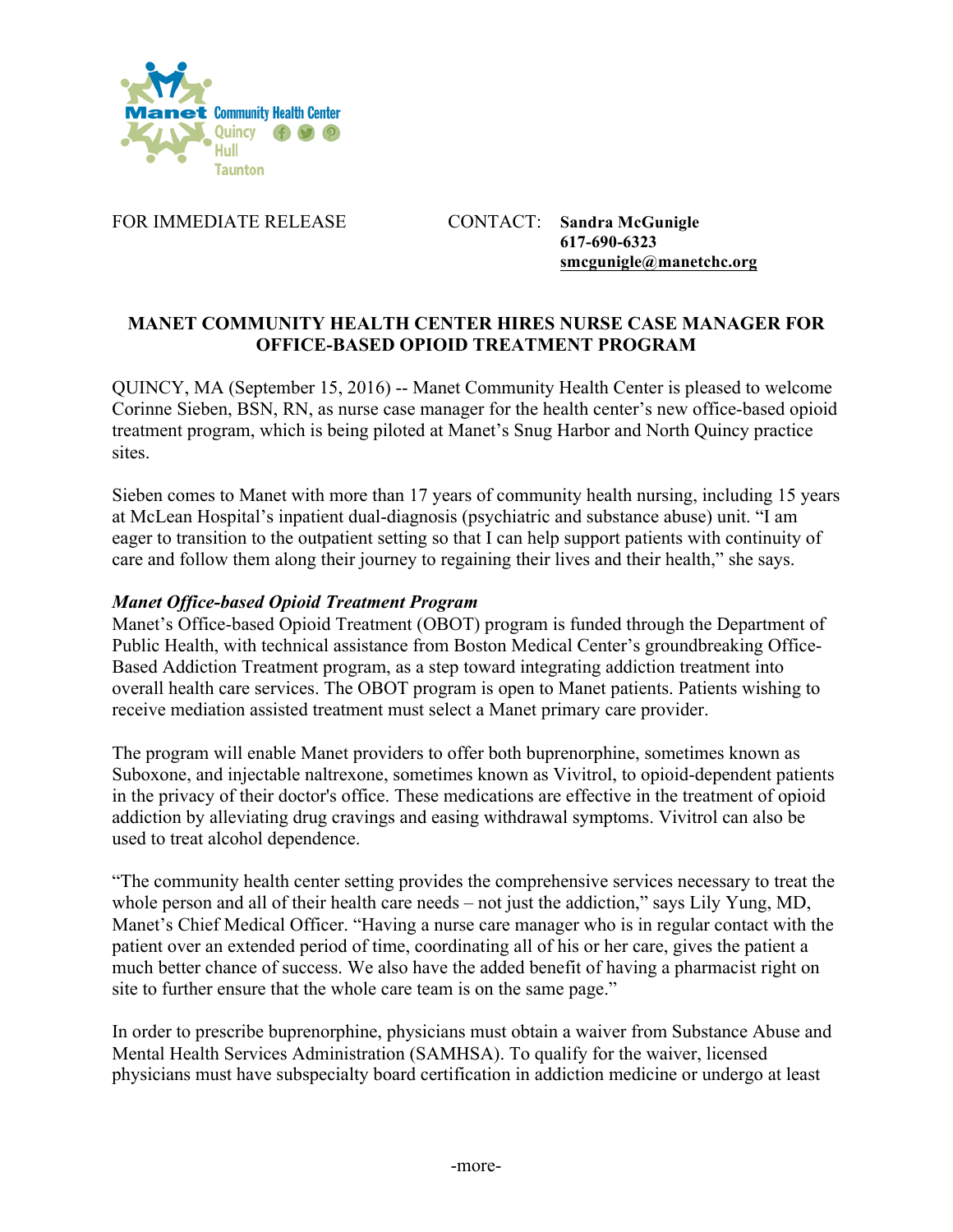Manet Community Health Center
Quincy
Hull
Taunton

FOR IMMEDIATE RELEASE

CONTACT: **Sandra McGunigle**
**617-690-6323**
**smcgunigle@manetchc.org**

# MANET COMMUNITY HEALTH CENTER HIRES NURSE CASE MANAGER FOR OFFICE-BASED OPIOID TREATMENT PROGRAM

QUINCY, MA (September 15, 2016) -- Manet Community Health Center is pleased to welcome Corinne Sieben, BSN, RN, as nurse case manager for the health center's new office-based opioid treatment program, which is being piloted at Manet's Snug Harbor and North Quincy practice sites.

Sieben comes to Manet with more than 17 years of community health nursing, including 15 years at McLean Hospital's inpatient dual-diagnosis (psychiatric and substance abuse) unit. "I am eager to transition to the outpatient setting so that I can help support patients with continuity of care and follow them along their journey to regaining their lives and their health," she says.

***Manet Office-based Opioid Treatment Program***

Manet's Office-based Opioid Treatment (OBOT) program is funded through the Department of Public Health, with technical assistance from Boston Medical Center's groundbreaking Office-Based Addiction Treatment program, as a step toward integrating addiction treatment into overall health care services. The OBOT program is open to Manet patients. Patients wishing to receive mediation assisted treatment must select a Manet primary care provider.

The program will enable Manet providers to offer both buprenorphine, sometimes known as Suboxone, and injectable naltrexone, sometimes known as Vivitrol, to opioid-dependent patients in the privacy of their doctor's office. These medications are effective in the treatment of opioid addiction by alleviating drug cravings and easing withdrawal symptoms. Vivitrol can also be used to treat alcohol dependence.

"The community health center setting provides the comprehensive services necessary to treat the whole person and all of their health care needs – not just the addiction," says Lily Yung, MD, Manet's Chief Medical Officer. "Having a nurse care manager who is in regular contact with the patient over an extended period of time, coordinating all of his or her care, gives the patient a much better chance of success. We also have the added benefit of having a pharmacist right on site to further ensure that the whole care team is on the same page."

In order to prescribe buprenorphine, physicians must obtain a waiver from Substance Abuse and Mental Health Services Administration (SAMHSA). To qualify for the waiver, licensed physicians must have subspecialty board certification in addiction medicine or undergo at least

-more-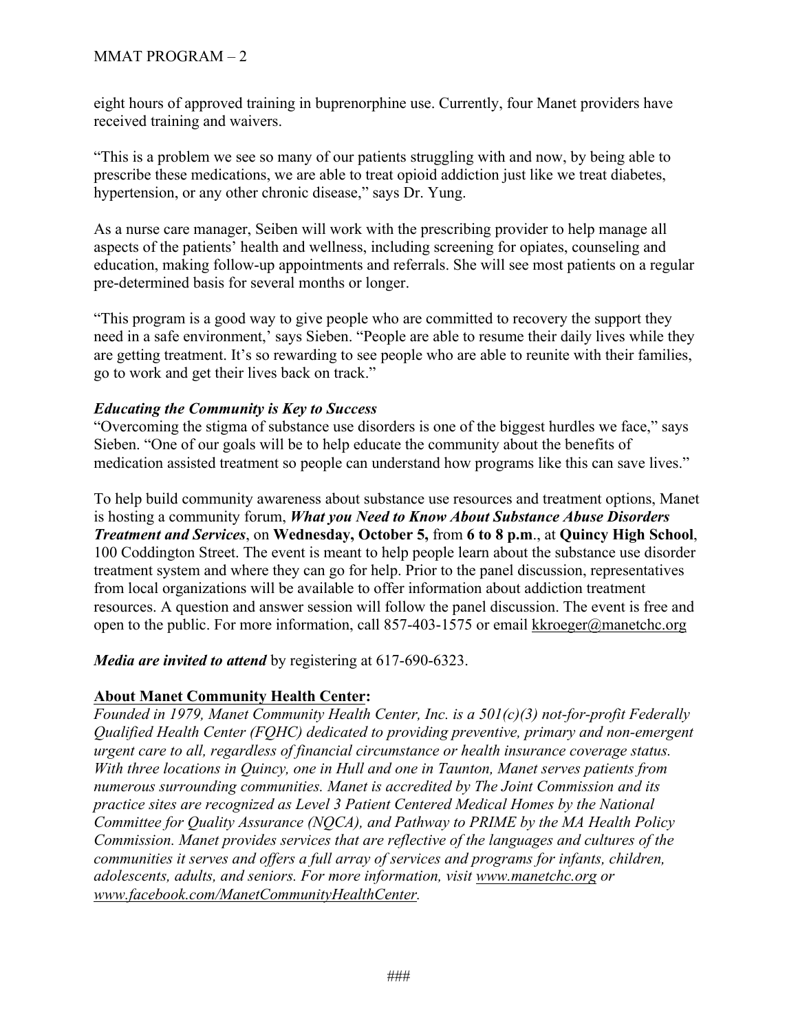eight hours of approved training in buprenorphine use. Currently, four Manet providers have received training and waivers.

"This is a problem we see so many of our patients struggling with and now, by being able to prescribe these medications, we are able to treat opioid addiction just like we treat diabetes, hypertension, or any other chronic disease," says Dr. Yung.

As a nurse care manager, Seiben will work with the prescribing provider to help manage all aspects of the patients' health and wellness, including screening for opiates, counseling and education, making follow-up appointments and referrals. She will see most patients on a regular pre-determined basis for several months or longer.

"This program is a good way to give people who are committed to recovery the support they need in a safe environment,' says Sieben. "People are able to resume their daily lives while they are getting treatment. It's so rewarding to see people who are able to reunite with their families, go to work and get their lives back on track."

***Educating the Community is Key to Success***

"Overcoming the stigma of substance use disorders is one of the biggest hurdles we face," says Sieben. "One of our goals will be to help educate the community about the benefits of medication assisted treatment so people can understand how programs like this can save lives."

To help build community awareness about substance use resources and treatment options, Manet is hosting a community forum, ***What you Need to Know About Substance Abuse Disorders Treatment and Services***, on **Wednesday, October 5,** from **6 to 8 p.m**., at **Quincy High School**, 100 Coddington Street. The event is meant to help people learn about the substance use disorder treatment system and where they can go for help. Prior to the panel discussion, representatives from local organizations will be available to offer information about addiction treatment resources. A question and answer session will follow the panel discussion. The event is free and open to the public. For more information, call 857-403-1575 or email kkroeger@manetchc.org

***Media are invited to attend*** by registering at 617-690-6323.

**About Manet Community Health Center:**

*Founded in 1979, Manet Community Health Center, Inc. is a 501(c)(3) not-for-profit Federally Qualified Health Center (FQHC) dedicated to providing preventive, primary and non-emergent urgent care to all, regardless of financial circumstance or health insurance coverage status. With three locations in Quincy, one in Hull and one in Taunton, Manet serves patients from numerous surrounding communities. Manet is accredited by The Joint Commission and its practice sites are recognized as Level 3 Patient Centered Medical Homes by the National Committee for Quality Assurance (NQCA), and Pathway to PRIME by the MA Health Policy Commission. Manet provides services that are reflective of the languages and cultures of the communities it serves and offers a full array of services and programs for infants, children, adolescents, adults, and seniors. For more information, visit www.manetchc.org or www.facebook.com/ManetCommunityHealthCenter.*

###